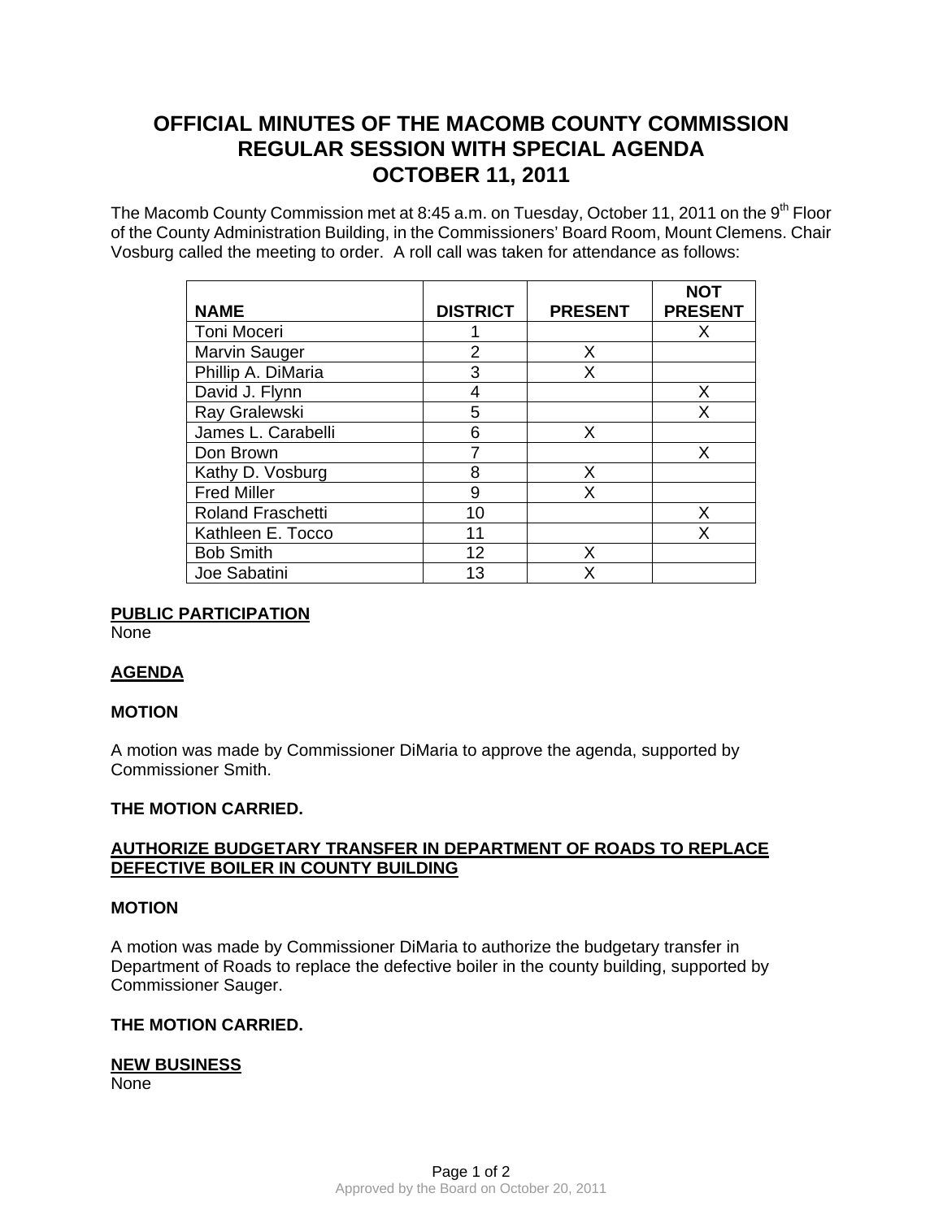# OFFICIAL MINUTES OF THE MACOMB COUNTY COMMISSION REGULAR SESSION WITH SPECIAL AGENDA OCTOBER 11, 2011

The Macomb County Commission met at 8:45 a.m. on Tuesday, October 11, 2011 on the 9th Floor of the County Administration Building, in the Commissioners' Board Room, Mount Clemens. Chair Vosburg called the meeting to order. A roll call was taken for attendance as follows:

| NAME | DISTRICT | PRESENT | NOT PRESENT |
|---|---|---|---|
| Toni Moceri | 1 | | X |
| Marvin Sauger | 2 | X | |
| Phillip A. DiMaria | 3 | X | |
| David J. Flynn | 4 | | X |
| Ray Gralewski | 5 | | X |
| James L. Carabelli | 6 | X | |
| Don Brown | 7 | | X |
| Kathy D. Vosburg | 8 | X | |
| Fred Miller | 9 | X | |
| Roland Fraschetti | 10 | | X |
| Kathleen E. Tocco | 11 | | X |
| Bob Smith | 12 | X | |
| Joe Sabatini | 13 | X | |

**PUBLIC PARTICIPATION**

None

**AGENDA**

**MOTION**

A motion was made by Commissioner DiMaria to approve the agenda, supported by Commissioner Smith.

**THE MOTION CARRIED.**

**AUTHORIZE BUDGETARY TRANSFER IN DEPARTMENT OF ROADS TO REPLACE DEFECTIVE BOILER IN COUNTY BUILDING**

**MOTION**

A motion was made by Commissioner DiMaria to authorize the budgetary transfer in Department of Roads to replace the defective boiler in the county building, supported by Commissioner Sauger.

**THE MOTION CARRIED.**

**NEW BUSINESS**

None

Approved by the Board on October 20, 2011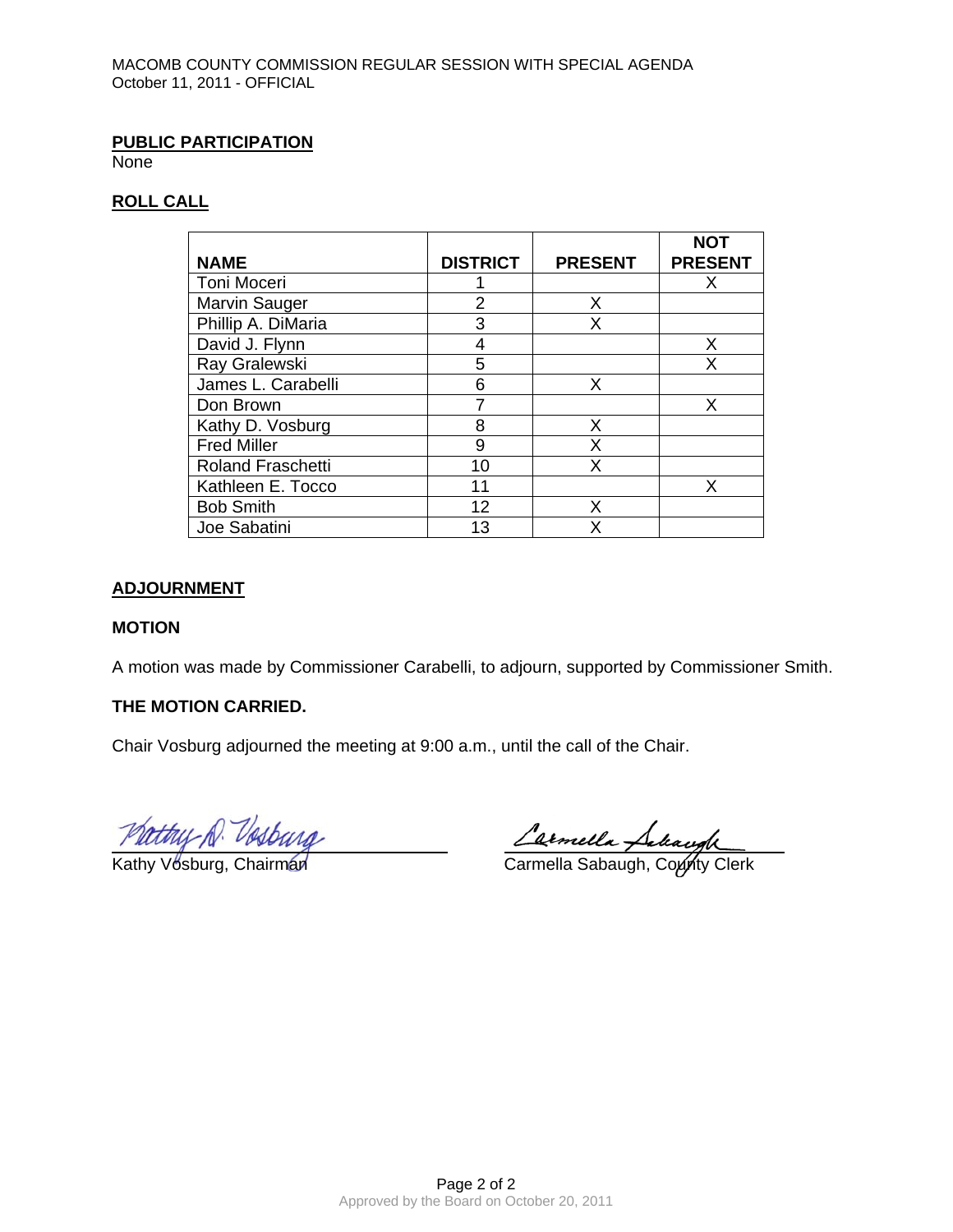**PUBLIC PARTICIPATION**

None

**ROLL CALL**

| NAME | DISTRICT | PRESENT | NOT PRESENT |
|---|---|---|---|
| Toni Moceri | 1 | | X |
| Marvin Sauger | 2 | X | |
| Phillip A. DiMaria | 3 | X | |
| David J. Flynn | 4 | | X |
| Ray Gralewski | 5 | | X |
| James L. Carabelli | 6 | X | |
| Don Brown | 7 | | X |
| Kathy D. Vosburg | 8 | X | |
| Fred Miller | 9 | X | |
| Roland Fraschetti | 10 | X | |
| Kathleen E. Tocco | 11 | | X |
| Bob Smith | 12 | X | |
| Joe Sabatini | 13 | X | |

**ADJOURNMENT**

**MOTION**

A motion was made by Commissioner Carabelli, to adjourn, supported by Commissioner Smith.

**THE MOTION CARRIED.**

Chair Vosburg adjourned the meeting at 9:00 a.m., until the call of the Chair.

Kathy Vosburg, Chairman

Carmella Sabaugh, County Clerk

Approved by the Board on October 20, 2011